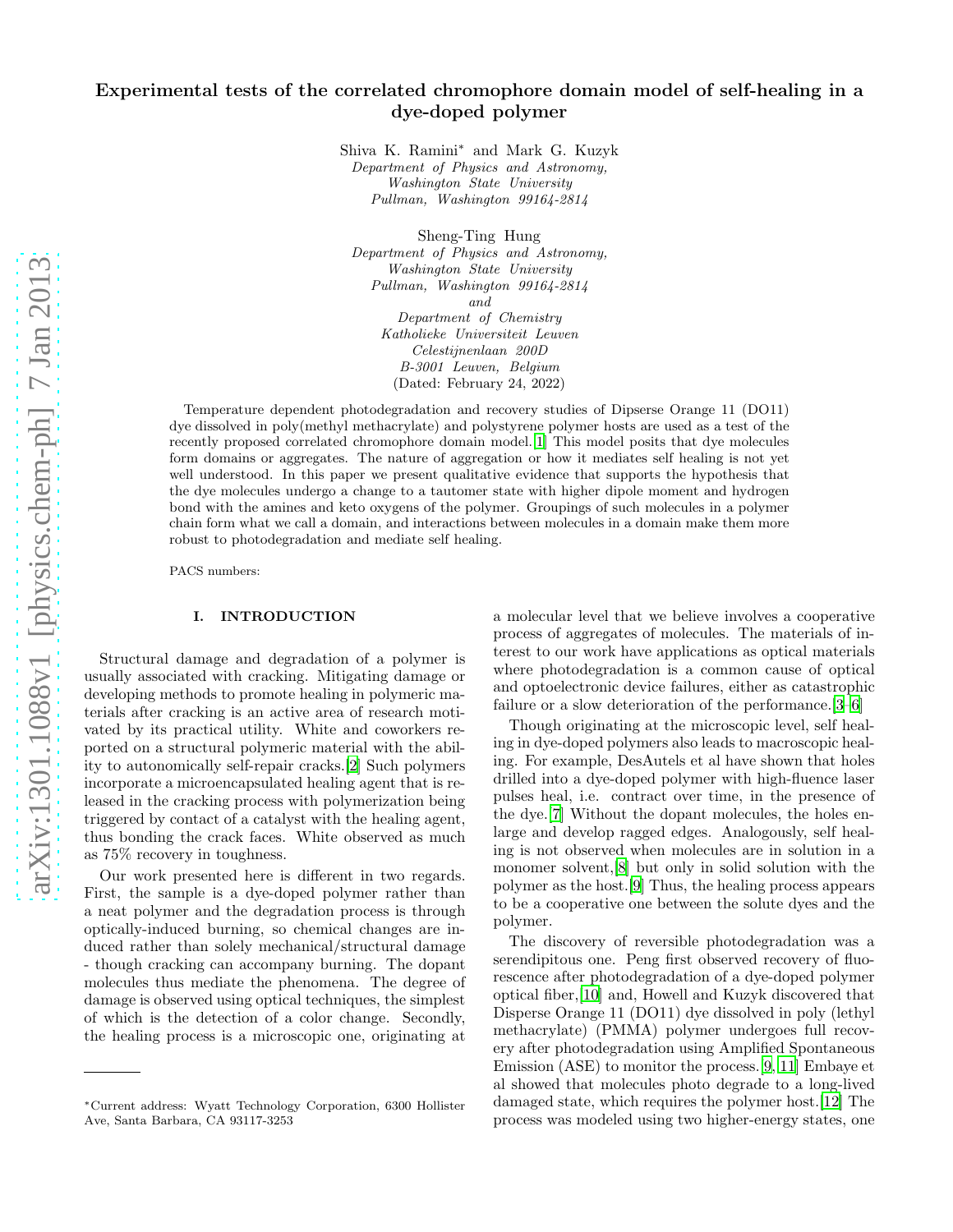# Experimental tests of the correlated chromophore domain model of self-healing in a dye-doped polymer

Shiva K. Ramini* and Mark G. Kuzyk
*Department of Physics and Astronomy,*
*Washington State University*
*Pullman, Washington 99164-2814*

Sheng-Ting Hung
*Department of Physics and Astronomy,*
*Washington State University*
*Pullman, Washington 99164-2814*
*and*
*Department of Chemistry*
*Katholieke Universiteit Leuven*
*Celestijnenlaan 200D*
*B-3001 Leuven, Belgium*
(Dated: February 24, 2022)

Temperature dependent photodegradation and recovery studies of Dipserse Orange 11 (DO11) dye dissolved in poly(methyl methacrylate) and polystyrene polymer hosts are used as a test of the recently proposed correlated chromophore domain model.[1] This model posits that dye molecules form domains or aggregates. The nature of aggregation or how it mediates self healing is not yet well understood. In this paper we present qualitative evidence that supports the hypothesis that the dye molecules undergo a change to a tautomer state with higher dipole moment and hydrogen bond with the amines and keto oxygens of the polymer. Groupings of such molecules in a polymer chain form what we call a domain, and interactions between molecules in a domain make them more robust to photodegradation and mediate self healing.

PACS numbers:

## I. INTRODUCTION

Structural damage and degradation of a polymer is usually associated with cracking. Mitigating damage or developing methods to promote healing in polymeric materials after cracking is an active area of research motivated by its practical utility. White and coworkers reported on a structural polymeric material with the ability to autonomically self-repair cracks.[2] Such polymers incorporate a microencapsulated healing agent that is released in the cracking process with polymerization being triggered by contact of a catalyst with the healing agent, thus bonding the crack faces. White observed as much as 75% recovery in toughness.

Our work presented here is different in two regards. First, the sample is a dye-doped polymer rather than a neat polymer and the degradation process is through optically-induced burning, so chemical changes are induced rather than solely mechanical/structural damage - though cracking can accompany burning. The dopant molecules thus mediate the phenomena. The degree of damage is observed using optical techniques, the simplest of which is the detection of a color change. Secondly, the healing process is a microscopic one, originating at a molecular level that we believe involves a cooperative process of aggregates of molecules. The materials of interest to our work have applications as optical materials where photodegradation is a common cause of optical and optoelectronic device failures, either as catastrophic failure or a slow deterioration of the performance.[3–6]

Though originating at the microscopic level, self healing in dye-doped polymers also leads to macroscopic healing. For example, DesAutels et al have shown that holes drilled into a dye-doped polymer with high-fluence laser pulses heal, i.e. contract over time, in the presence of the dye.[7] Without the dopant molecules, the holes enlarge and develop ragged edges. Analogously, self healing is not observed when molecules are in solution in a monomer solvent,[8] but only in solid solution with the polymer as the host.[9] Thus, the healing process appears to be a cooperative one between the solute dyes and the polymer.

The discovery of reversible photodegradation was a serendipitous one. Peng first observed recovery of fluorescence after photodegradation of a dye-doped polymer optical fiber,[10] and, Howell and Kuzyk discovered that Disperse Orange 11 (DO11) dye dissolved in poly (lethyl methacrylate) (PMMA) polymer undergoes full recovery after photodegradation using Amplified Spontaneous Emission (ASE) to monitor the process.[9, 11] Embaye et al showed that molecules photo degrade to a long-lived damaged state, which requires the polymer host.[12] The process was modeled using two higher-energy states, one

*Current address: Wyatt Technology Corporation, 6300 Hollister Ave, Santa Barbara, CA 93117-3253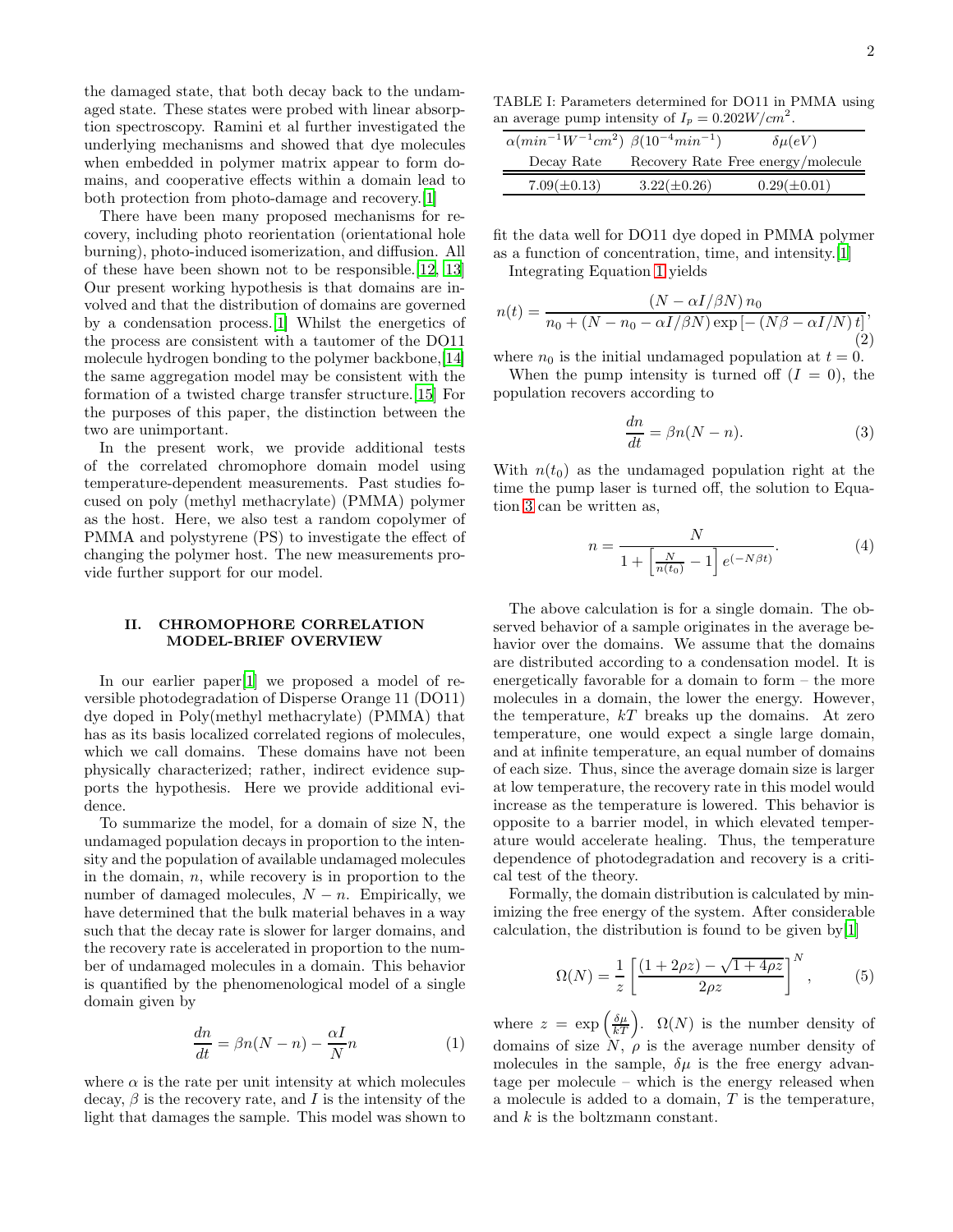the damaged state, that both decay back to the undamaged state. These states were probed with linear absorption spectroscopy. Ramini et al further investigated the underlying mechanisms and showed that dye molecules when embedded in polymer matrix appear to form domains, and cooperative effects within a domain lead to both protection from photo-damage and recovery.[1]

There have been many proposed mechanisms for recovery, including photo reorientation (orientational hole burning), photo-induced isomerization, and diffusion. All of these have been shown not to be responsible.[12, 13] Our present working hypothesis is that domains are involved and that the distribution of domains are governed by a condensation process.[1] Whilst the energetics of the process are consistent with a tautomer of the DO11 molecule hydrogen bonding to the polymer backbone,[14] the same aggregation model may be consistent with the formation of a twisted charge transfer structure.[15] For the purposes of this paper, the distinction between the two are unimportant.

In the present work, we provide additional tests of the correlated chromophore domain model using temperature-dependent measurements. Past studies focused on poly (methyl methacrylate) (PMMA) polymer as the host. Here, we also test a random copolymer of PMMA and polystyrene (PS) to investigate the effect of changing the polymer host. The new measurements provide further support for our model.

## II. CHROMOPHORE CORRELATION MODEL-BRIEF OVERVIEW

In our earlier paper[1] we proposed a model of reversible photodegradation of Disperse Orange 11 (DO11) dye doped in Poly(methyl methacrylate) (PMMA) that has as its basis localized correlated regions of molecules, which we call domains. These domains have not been physically characterized; rather, indirect evidence supports the hypothesis. Here we provide additional evidence.

To summarize the model, for a domain of size N, the undamaged population decays in proportion to the intensity and the population of available undamaged molecules in the domain, $n$, while recovery is in proportion to the number of damaged molecules, $N - n$. Empirically, we have determined that the bulk material behaves in a way such that the decay rate is slower for larger domains, and the recovery rate is accelerated in proportion to the number of undamaged molecules in a domain. This behavior is quantified by the phenomenological model of a single domain given by

$$\frac{dn}{dt} = \beta n(N - n) - \frac{\alpha I}{N} n \tag{1}$$

where $\alpha$ is the rate per unit intensity at which molecules decay, $\beta$ is the recovery rate, and $I$ is the intensity of the light that damages the sample. This model was shown to

TABLE I: Parameters determined for DO11 in PMMA using an average pump intensity of $I_p = 0.202 W/cm^2$.

| $\alpha(min^{-1}W^{-1}cm^2)$ | $\beta(10^{-4}min^{-1})$ | $\delta\mu(eV)$ |
|---|---|---|
| Decay Rate | Recovery Rate | Free energy/molecule |
| 7.09($\pm$0.13) | 3.22($\pm$0.26) | 0.29($\pm$0.01) |

fit the data well for DO11 dye doped in PMMA polymer as a function of concentration, time, and intensity.[1]

Integrating Equation 1 yields

$$n(t) = \frac{(N - \alpha I/\beta N)\, n_0}{n_0 + (N - n_0 - \alpha I/\beta N)\exp\left[-\left(N\beta - \alpha I/N\right)t\right]}, \tag{2}$$

where $n_0$ is the initial undamaged population at $t = 0$.

When the pump intensity is turned off ($I = 0$), the population recovers according to

$$\frac{dn}{dt} = \beta n(N - n). \tag{3}$$

With $n(t_0)$ as the undamaged population right at the time the pump laser is turned off, the solution to Equation 3 can be written as,

$$n = \frac{N}{1 + \left[\frac{N}{n(t_0)} - 1\right] e^{(-N\beta t)}}. \tag{4}$$

The above calculation is for a single domain. The observed behavior of a sample originates in the average behavior over the domains. We assume that the domains are distributed according to a condensation model. It is energetically favorable for a domain to form – the more molecules in a domain, the lower the energy. However, the temperature, $kT$ breaks up the domains. At zero temperature, one would expect a single large domain, and at infinite temperature, an equal number of domains of each size. Thus, since the average domain size is larger at low temperature, the recovery rate in this model would increase as the temperature is lowered. This behavior is opposite to a barrier model, in which elevated temperature would accelerate healing. Thus, the temperature dependence of photodegradation and recovery is a critical test of the theory.

Formally, the domain distribution is calculated by minimizing the free energy of the system. After considerable calculation, the distribution is found to be given by[1]

$$\Omega(N) = \frac{1}{z}\left[\frac{(1 + 2\rho z) - \sqrt{1 + 4\rho z}}{2\rho z}\right]^N, \tag{5}$$

where $z = \exp\left(\frac{\delta\mu}{kT}\right)$. $\Omega(N)$ is the number density of domains of size $N$, $\rho$ is the average number density of molecules in the sample, $\delta\mu$ is the free energy advantage per molecule – which is the energy released when a molecule is added to a domain, $T$ is the temperature, and $k$ is the boltzmann constant.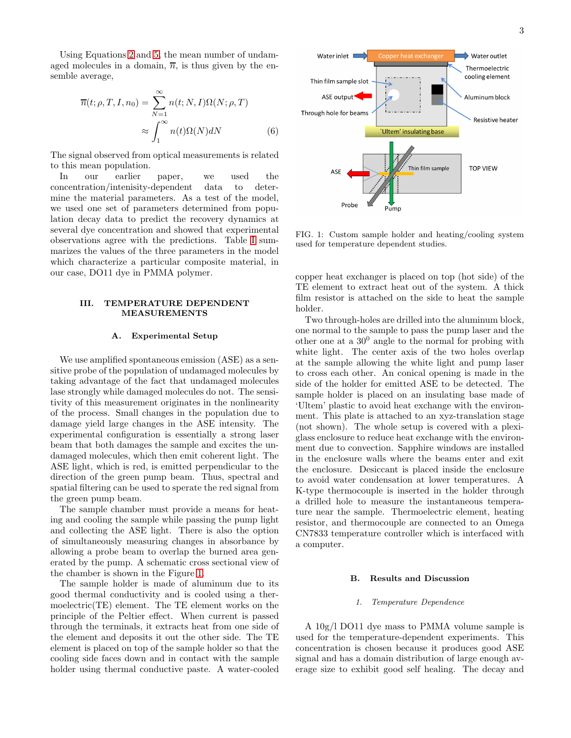Using Equations 2 and 5, the mean number of undamaged molecules in a domain, $\overline{n}$, is thus given by the ensemble average,

$$\overline{n}(t;\rho,T,I,n_0) = \sum_{N=1}^{\infty} n(t;N,I)\Omega(N;\rho,T) \approx \int_1^{\infty} n(t)\Omega(N)dN \quad (6)$$

The signal observed from optical measurements is related to this mean population.

In our earlier paper, we used the concentration/intenisity-dependent data to determine the material parameters. As a test of the model, we used one set of parameters determined from population decay data to predict the recovery dynamics at several dye concentration and showed that experimental observations agree with the predictions. Table I summarizes the values of the three parameters in the model which characterize a particular composite material, in our case, DO11 dye in PMMA polymer.

## III. TEMPERATURE DEPENDENT MEASUREMENTS

### A. Experimental Setup

We use amplified spontaneous emission (ASE) as a sensitive probe of the population of undamaged molecules by taking advantage of the fact that undamaged molecules lase strongly while damaged molecules do not. The sensitivity of this measurement originates in the nonlinearity of the process. Small changes in the population due to damage yield large changes in the ASE intensity. The experimental configuration is essentially a strong laser beam that both damages the sample and excites the undamaged molecules, which then emit coherent light. The ASE light, which is red, is emitted perpendicular to the direction of the green pump beam. Thus, spectral and spatial filtering can be used to sperate the red signal from the green pump beam.

The sample chamber must provide a means for heating and cooling the sample while passing the pump light and collecting the ASE light. There is also the option of simultaneously measuring changes in absorbance by allowing a probe beam to overlap the burned area generated by the pump. A schematic cross sectional view of the chamber is shown in the Figure 1.

The sample holder is made of aluminum due to its good thermal conductivity and is cooled using a thermoelectric(TE) element. The TE element works on the principle of the Peltier effect. When current is passed through the terminals, it extracts heat from one side of the element and deposits it out the other side. The TE element is placed on top of the sample holder so that the cooling side faces down and in contact with the sample holder using thermal conductive paste. A water-cooled copper heat exchanger is placed on top (hot side) of the TE element to extract heat out of the system. A thick film resistor is attached on the side to heat the sample holder.

FIG. 1: Custom sample holder and heating/cooling system used for temperature dependent studies.

Two through-holes are drilled into the aluminum block, one normal to the sample to pass the pump laser and the other one at a $30^0$ angle to the normal for probing with white light. The center axis of the two holes overlap at the sample allowing the white light and pump laser to cross each other. An conical opening is made in the side of the holder for emitted ASE to be detected. The sample holder is placed on an insulating base made of 'Ultem' plastic to avoid heat exchange with the environment. This plate is attached to an xyz-translation stage (not shown). The whole setup is covered with a plexiglass enclosure to reduce heat exchange with the environment due to convection. Sapphire windows are installed in the enclosure walls where the beams enter and exit the enclosure. Desiccant is placed inside the enclosure to avoid water condensation at lower temperatures. A K-type thermocouple is inserted in the holder through a drilled hole to measure the instantaneous temperature near the sample. Thermoelectric element, heating resistor, and thermocouple are connected to an Omega CN7833 temperature controller which is interfaced with a computer.

### B. Results and Discussion

#### 1. *Temperature Dependence*

A 10g/l DO11 dye mass to PMMA volume sample is used for the temperature-dependent experiments. This concentration is chosen because it produces good ASE signal and has a domain distribution of large enough average size to exhibit good self healing. The decay and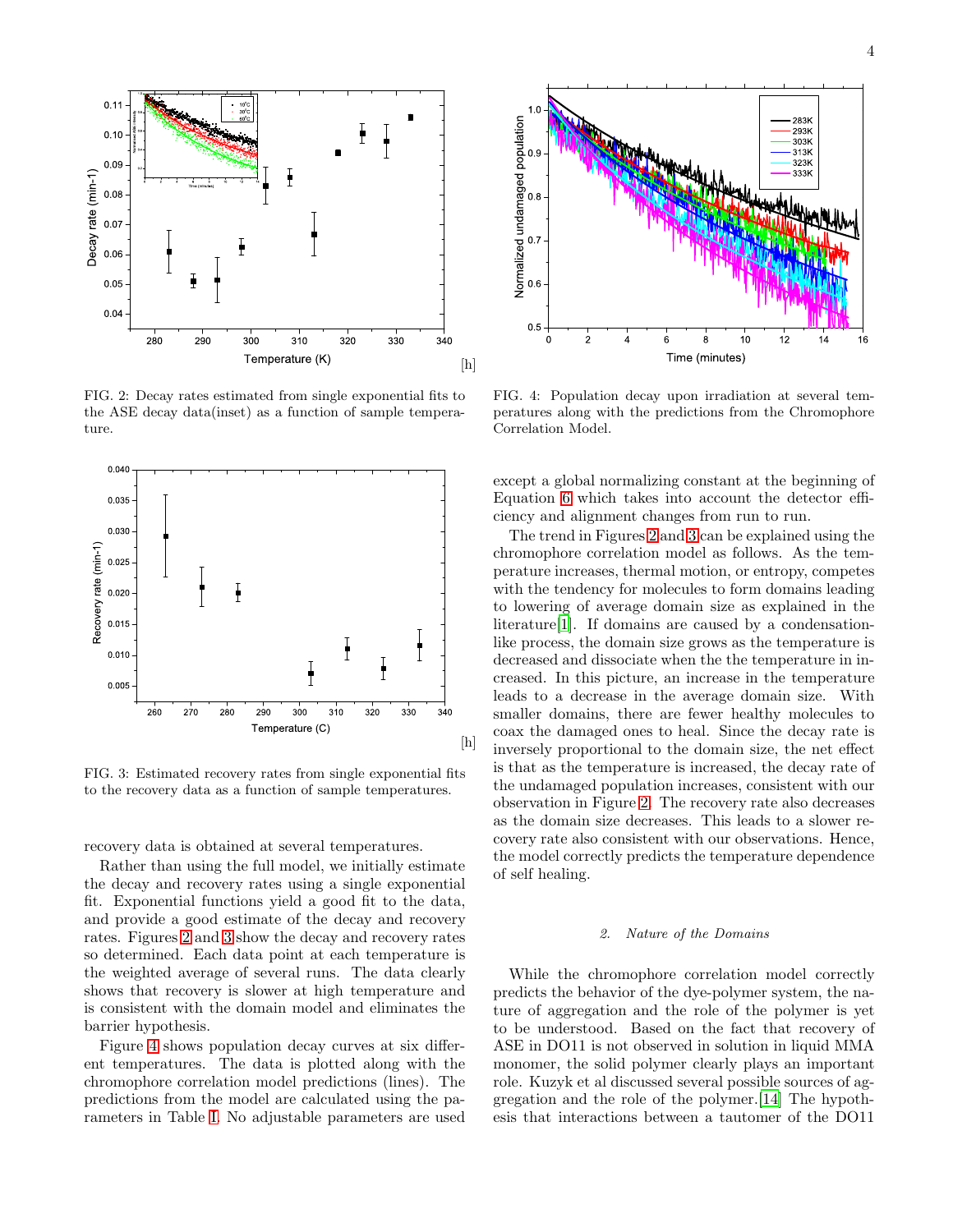FIG. 2: Decay rates estimated from single exponential fits to the ASE decay data(inset) as a function of sample temperature.

FIG. 3: Estimated recovery rates from single exponential fits to the recovery data as a function of sample temperatures.

recovery data is obtained at several temperatures.

Rather than using the full model, we initially estimate the decay and recovery rates using a single exponential fit. Exponential functions yield a good fit to the data, and provide a good estimate of the decay and recovery rates. Figures 2 and 3 show the decay and recovery rates so determined. Each data point at each temperature is the weighted average of several runs. The data clearly shows that recovery is slower at high temperature and is consistent with the domain model and eliminates the barrier hypothesis.

Figure 4 shows population decay curves at six different temperatures. The data is plotted along with the chromophore correlation model predictions (lines). The predictions from the model are calculated using the parameters in Table I. No adjustable parameters are used except a global normalizing constant at the beginning of Equation 6 which takes into account the detector efficiency and alignment changes from run to run.

FIG. 4: Population decay upon irradiation at several temperatures along with the predictions from the Chromophore Correlation Model.

The trend in Figures 2 and 3 can be explained using the chromophore correlation model as follows. As the temperature increases, thermal motion, or entropy, competes with the tendency for molecules to form domains leading to lowering of average domain size as explained in the literature[1]. If domains are caused by a condensation-like process, the domain size grows as the temperature is decreased and dissociate when the the temperature in increased. In this picture, an increase in the temperature leads to a decrease in the average domain size. With smaller domains, there are fewer healthy molecules to coax the damaged ones to heal. Since the decay rate is inversely proportional to the domain size, the net effect is that as the temperature is increased, the decay rate of the undamaged population increases, consistent with our observation in Figure 2. The recovery rate also decreases as the domain size decreases. This leads to a slower recovery rate also consistent with our observations. Hence, the model correctly predicts the temperature dependence of self healing.

### 2. *Nature of the Domains*

While the chromophore correlation model correctly predicts the behavior of the dye-polymer system, the nature of aggregation and the role of the polymer is yet to be understood. Based on the fact that recovery of ASE in DO11 is not observed in solution in liquid MMA monomer, the solid polymer clearly plays an important role. Kuzyk et al discussed several possible sources of aggregation and the role of the polymer.[14] The hypothesis that interactions between a tautomer of the DO11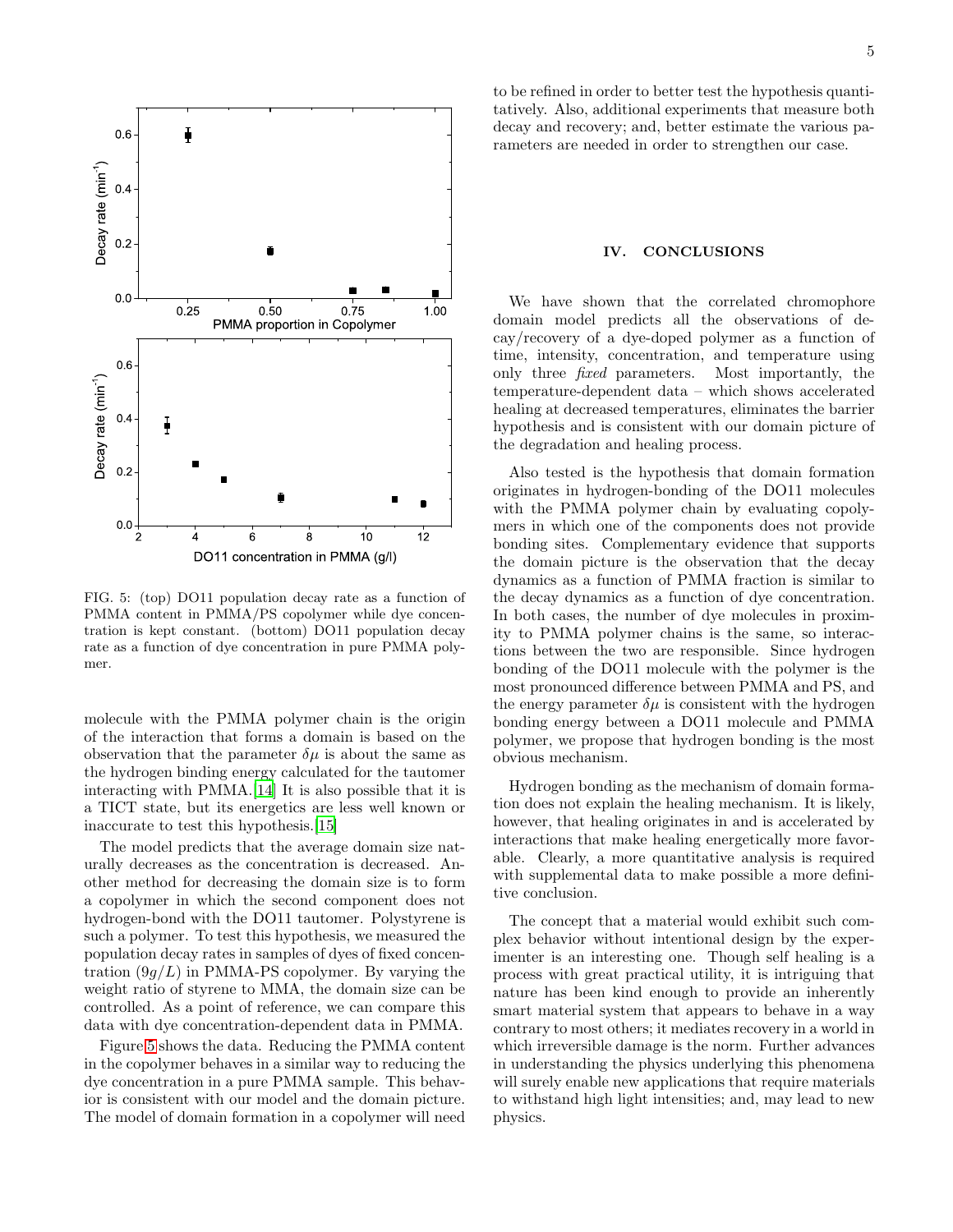FIG. 5: (top) DO11 population decay rate as a function of PMMA content in PMMA/PS copolymer while dye concentration is kept constant. (bottom) DO11 population decay rate as a function of dye concentration in pure PMMA polymer.

molecule with the PMMA polymer chain is the origin of the interaction that forms a domain is based on the observation that the parameter $\delta\mu$ is about the same as the hydrogen binding energy calculated for the tautomer interacting with PMMA.[14] It is also possible that it is a TICT state, but its energetics are less well known or inaccurate to test this hypothesis.[15]

The model predicts that the average domain size naturally decreases as the concentration is decreased. Another method for decreasing the domain size is to form a copolymer in which the second component does not hydrogen-bond with the DO11 tautomer. Polystyrene is such a polymer. To test this hypothesis, we measured the population decay rates in samples of dyes of fixed concentration ($9g/L$) in PMMA-PS copolymer. By varying the weight ratio of styrene to MMA, the domain size can be controlled. As a point of reference, we can compare this data with dye concentration-dependent data in PMMA.

Figure 5 shows the data. Reducing the PMMA content in the copolymer behaves in a similar way to reducing the dye concentration in a pure PMMA sample. This behavior is consistent with our model and the domain picture. The model of domain formation in a copolymer will need to be refined in order to better test the hypothesis quantitatively. Also, additional experiments that measure both decay and recovery; and, better estimate the various parameters are needed in order to strengthen our case.

## IV. CONCLUSIONS

We have shown that the correlated chromophore domain model predicts all the observations of decay/recovery of a dye-doped polymer as a function of time, intensity, concentration, and temperature using only three *fixed* parameters. Most importantly, the temperature-dependent data – which shows accelerated healing at decreased temperatures, eliminates the barrier hypothesis and is consistent with our domain picture of the degradation and healing process.

Also tested is the hypothesis that domain formation originates in hydrogen-bonding of the DO11 molecules with the PMMA polymer chain by evaluating copolymers in which one of the components does not provide bonding sites. Complementary evidence that supports the domain picture is the observation that the decay dynamics as a function of PMMA fraction is similar to the decay dynamics as a function of dye concentration. In both cases, the number of dye molecules in proximity to PMMA polymer chains is the same, so interactions between the two are responsible. Since hydrogen bonding of the DO11 molecule with the polymer is the most pronounced difference between PMMA and PS, and the energy parameter $\delta\mu$ is consistent with the hydrogen bonding energy between a DO11 molecule and PMMA polymer, we propose that hydrogen bonding is the most obvious mechanism.

Hydrogen bonding as the mechanism of domain formation does not explain the healing mechanism. It is likely, however, that healing originates in and is accelerated by interactions that make healing energetically more favorable. Clearly, a more quantitative analysis is required with supplemental data to make possible a more definitive conclusion.

The concept that a material would exhibit such complex behavior without intentional design by the experimenter is an interesting one. Though self healing is a process with great practical utility, it is intriguing that nature has been kind enough to provide an inherently smart material system that appears to behave in a way contrary to most others; it mediates recovery in a world in which irreversible damage is the norm. Further advances in understanding the physics underlying this phenomena will surely enable new applications that require materials to withstand high light intensities; and, may lead to new physics.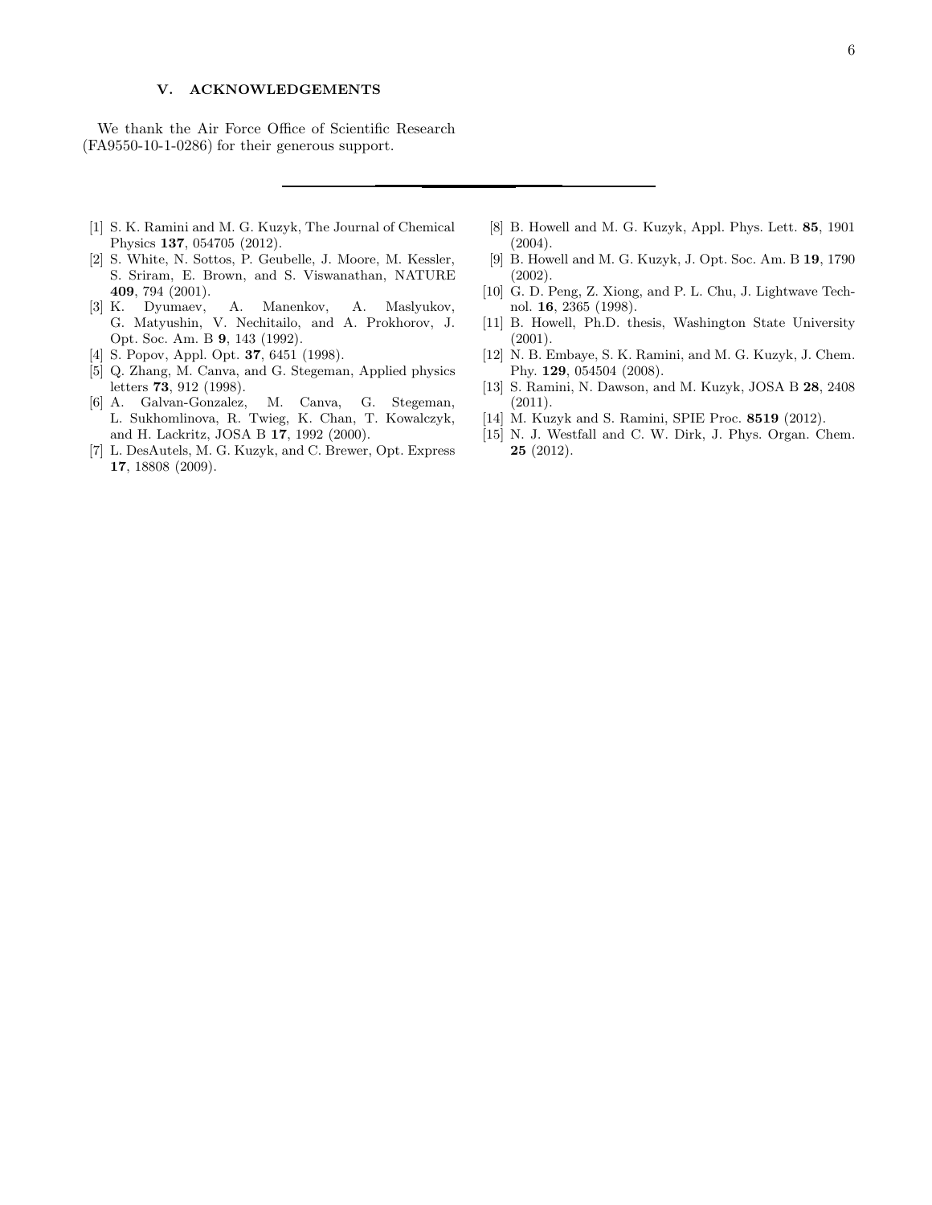## V. ACKNOWLEDGEMENTS

We thank the Air Force Office of Scientific Research (FA9550-10-1-0286) for their generous support.

---

[1] S. K. Ramini and M. G. Kuzyk, The Journal of Chemical Physics **137**, 054705 (2012).

[2] S. White, N. Sottos, P. Geubelle, J. Moore, M. Kessler, S. Sriram, E. Brown, and S. Viswanathan, NATURE **409**, 794 (2001).

[3] K. Dyumaev, A. Manenkov, A. Maslyukov, G. Matyushin, V. Nechitailo, and A. Prokhorov, J. Opt. Soc. Am. B **9**, 143 (1992).

[4] S. Popov, Appl. Opt. **37**, 6451 (1998).

[5] Q. Zhang, M. Canva, and G. Stegeman, Applied physics letters **73**, 912 (1998).

[6] A. Galvan-Gonzalez, M. Canva, G. Stegeman, L. Sukhomlinova, R. Twieg, K. Chan, T. Kowalczyk, and H. Lackritz, JOSA B **17**, 1992 (2000).

[7] L. DesAutels, M. G. Kuzyk, and C. Brewer, Opt. Express **17**, 18808 (2009).

[8] B. Howell and M. G. Kuzyk, Appl. Phys. Lett. **85**, 1901 (2004).

[9] B. Howell and M. G. Kuzyk, J. Opt. Soc. Am. B **19**, 1790 (2002).

[10] G. D. Peng, Z. Xiong, and P. L. Chu, J. Lightwave Technol. **16**, 2365 (1998).

[11] B. Howell, Ph.D. thesis, Washington State University (2001).

[12] N. B. Embaye, S. K. Ramini, and M. G. Kuzyk, J. Chem. Phy. **129**, 054504 (2008).

[13] S. Ramini, N. Dawson, and M. Kuzyk, JOSA B **28**, 2408 (2011).

[14] M. Kuzyk and S. Ramini, SPIE Proc. **8519** (2012).

[15] N. J. Westfall and C. W. Dirk, J. Phys. Organ. Chem. **25** (2012).